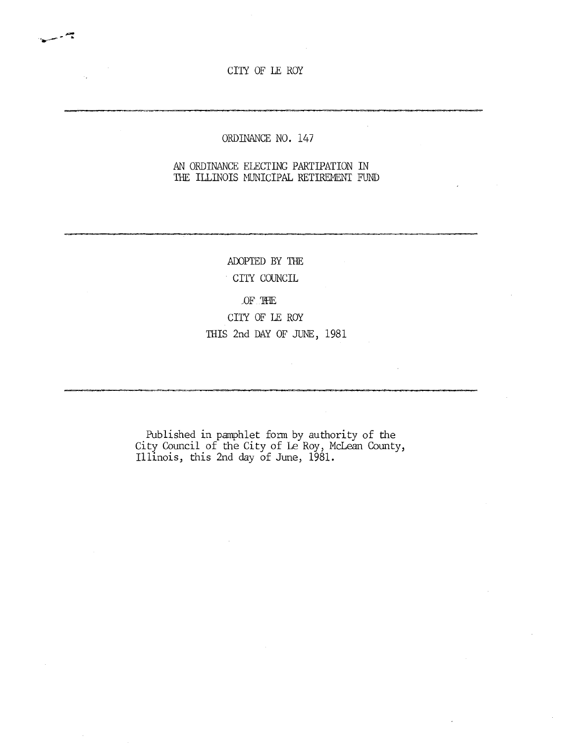CITY OF LE ROY

---

ORDINANCE NO. 147

AN ORDINANCE ELECTING PARTIPATION IN
THE ILLINOIS MUNICIPAL RETIREMENT FUND

---

ADOPTED BY THE

CITY COUNCIL

OF THE

CITY OF LE ROY

THIS 2nd DAY OF JUNE, 1981

---

Published in pamphlet form by authority of the City Council of the City of Le Roy, McLean County, Illinois, this 2nd day of June, 1981.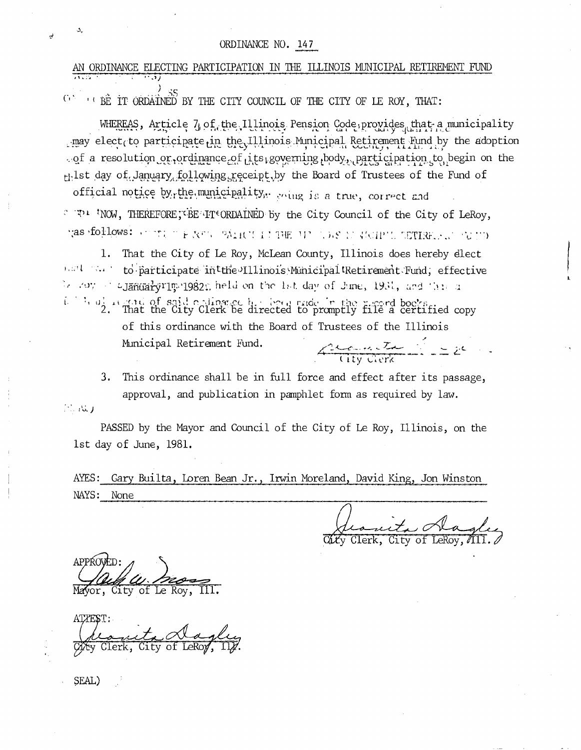ORDINANCE NO. 147

AN ORDINANCE ELECTING PARTICIPATION IN THE ILLINOIS MUNICIPAL RETIREMENT FUND

BE IT ORDAINED BY THE CITY COUNCIL OF THE CITY OF LE ROY, THAT:

WHEREAS, Article 7 of the Illinois Pension Code provides that a municipality may elect to participate in the Illinois Municipal Retirement Fund by the adoption of a resolution or ordinance of its governing body, participation to begin on the 1st day of January following receipt by the Board of Trustees of the Fund of official notice by the municipality.

NOW, THEREFORE, BE IT ORDAINED by the City Council of the City of LeRoy, as follows:

1. That the City of Le Roy, McLean County, Illinois does hereby elect to participate in the Illinois Municipal Retirement Fund, effective January 1, 1982.

2. That the City Clerk be directed to promptly file a certified copy of this ordinance with the Board of Trustees of the Illinois Municipal Retirement Fund.

3. This ordinance shall be in full force and effect after its passage, approval, and publication in pamphlet form as required by law.

PASSED by the Mayor and Council of the City of Le Roy, Illinois, on the 1st day of June, 1981.

AYES: Gary Builta, Loren Bean Jr., Irwin Moreland, David King, Jon Winston

NAYS: None

Juanita Dagley
City Clerk, City of LeRoy, Ill.

APPROVED:
Mayor, City of Le Roy, Ill.

ATTEST:
Juanita Dagley
City Clerk, City of LeRoy, Ill.

SEAL)